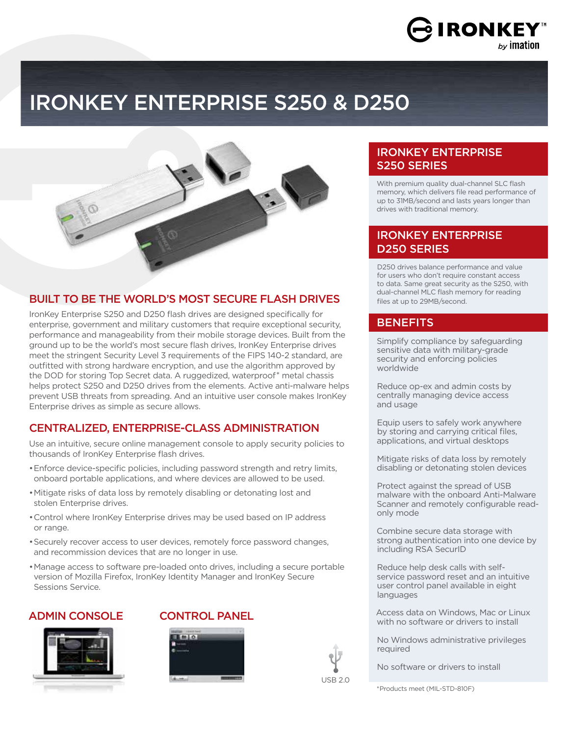# IRONKEY ENTERPRISE S250 & D250

## BUILT TO BE THE WORLD'S MOST SECURE FLASH DRIVES

IronKey Enterprise S250 and D250 flash drives are designed specifically for enterprise, government and military customers that require exceptional security, performance and manageability from their mobile storage devices. Built from the ground up to be the world's most secure flash drives, IronKey Enterprise drives meet the stringent Security Level 3 requirements of the FIPS 140-2 standard, are outfitted with strong hardware encryption, and use the algorithm approved by the DOD for storing Top Secret data. A ruggedized, waterproof* metal chassis helps protect S250 and D250 drives from the elements. Active anti-malware helps prevent USB threats from spreading. And an intuitive user console makes IronKey Enterprise drives as simple as secure allows.

## CENTRALIZED, ENTERPRISE-CLASS ADMINISTRATION

Use an intuitive, secure online management console to apply security policies to thousands of IronKey Enterprise flash drives.

- Enforce device-specific policies, including password strength and retry limits, onboard portable applications, and where devices are allowed to be used.
- Mitigate risks of data loss by remotely disabling or detonating lost and stolen Enterprise drives.
- Control where IronKey Enterprise drives may be used based on IP address or range.
- Securely recover access to user devices, remotely force password changes, and recommission devices that are no longer in use.
- Manage access to software pre-loaded onto drives, including a secure portable version of Mozilla Firefox, IronKey Identity Manager and IronKey Secure Sessions Service.

### ADMIN CONSOLE

### CONTROL PANEL

USB 2.0

## IRONKEY ENTERPRISE S250 SERIES

With premium quality dual-channel SLC flash memory, which delivers file read performance of up to 31MB/second and lasts years longer than drives with traditional memory.

## IRONKEY ENTERPRISE D250 SERIES

D250 drives balance performance and value for users who don't require constant access to data. Same great security as the S250, with dual-channel MLC flash memory for reading files at up to 29MB/second.

## BENEFITS

Simplify compliance by safeguarding sensitive data with military-grade security and enforcing policies worldwide

Reduce op-ex and admin costs by centrally managing device access and usage

Equip users to safely work anywhere by storing and carrying critical files, applications, and virtual desktops

Mitigate risks of data loss by remotely disabling or detonating stolen devices

Protect against the spread of USB malware with the onboard Anti-Malware Scanner and remotely configurable read-only mode

Combine secure data storage with strong authentication into one device by including RSA SecurID

Reduce help desk calls with self-service password reset and an intuitive user control panel available in eight languages

Access data on Windows, Mac or Linux with no software or drivers to install

No Windows administrative privileges required

No software or drivers to install

*Products meet (MIL-STD-810F)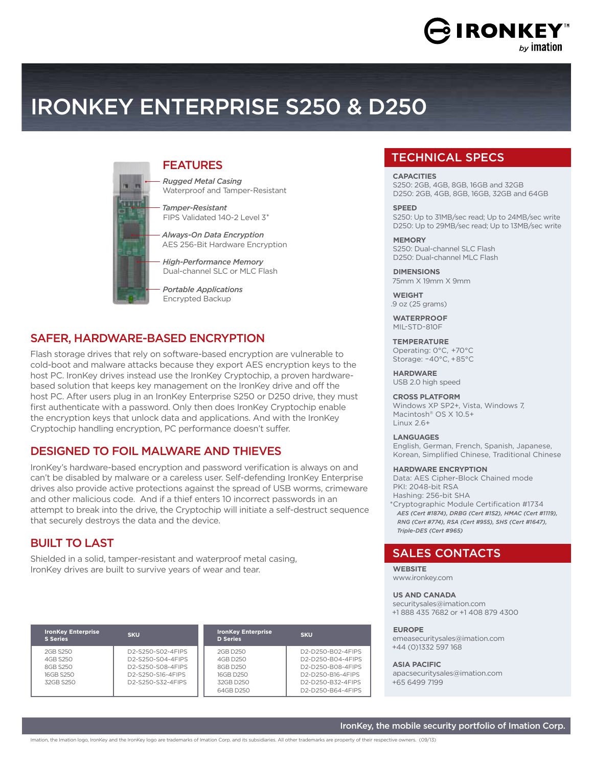# IRONKEY ENTERPRISE S250 & D250

## FEATURES

*Rugged Metal Casing*
Waterproof and Tamper-Resistant

*Tamper-Resistant*
FIPS Validated 140-2 Level 3*

*Always-On Data Encryption*
AES 256-Bit Hardware Encryption

*High-Performance Memory*
Dual-channel SLC or MLC Flash

*Portable Applications*
Encrypted Backup

## SAFER, HARDWARE-BASED ENCRYPTION

Flash storage drives that rely on software-based encryption are vulnerable to cold-boot and malware attacks because they export AES encryption keys to the host PC. IronKey drives instead use the IronKey Cryptochip, a proven hardware-based solution that keeps key management on the IronKey drive and off the host PC. After users plug in an IronKey Enterprise S250 or D250 drive, they must first authenticate with a password. Only then does IronKey Cryptochip enable the encryption keys that unlock data and applications. And with the IronKey Cryptochip handling encryption, PC performance doesn't suffer.

## DESIGNED TO FOIL MALWARE AND THIEVES

IronKey's hardware-based encryption and password verification is always on and can't be disabled by malware or a careless user. Self-defending IronKey Enterprise drives also provide active protections against the spread of USB worms, crimeware and other malicious code. And if a thief enters 10 incorrect passwords in an attempt to break into the drive, the Cryptochip will initiate a self-destruct sequence that securely destroys the data and the device.

## BUILT TO LAST

Shielded in a solid, tamper-resistant and waterproof metal casing, IronKey drives are built to survive years of wear and tear.

| IronKey Enterprise S Series | SKU |
|---|---|
| 2GB S250 | D2-S250-S02-4FIPS |
| 4GB S250 | D2-S250-S04-4FIPS |
| 8GB S250 | D2-S250-S08-4FIPS |
| 16GB S250 | D2-S250-S16-4FIPS |
| 32GB S250 | D2-S250-S32-4FIPS |

| IronKey Enterprise D Series | SKU |
|---|---|
| 2GB D250 | D2-D250-B02-4FIPS |
| 4GB D250 | D2-D250-B04-4FIPS |
| 8GB D250 | D2-D250-B08-4FIPS |
| 16GB D250 | D2-D250-B16-4FIPS |
| 32GB D250 | D2-D250-B32-4FIPS |
| 64GB D250 | D2-D250-B64-4FIPS |

## TECHNICAL SPECS

**CAPACITIES**
S250: 2GB, 4GB, 8GB, 16GB and 32GB
D250: 2GB, 4GB, 8GB, 16GB, 32GB and 64GB

**SPEED**
S250: Up to 31MB/sec read; Up to 24MB/sec write
D250: Up to 29MB/sec read; Up to 13MB/sec write

**MEMORY**
S250: Dual-channel SLC Flash
D250: Dual-channel MLC Flash

**DIMENSIONS**
75mm X 19mm X 9mm

**WEIGHT**
.9 oz (25 grams)

**WATERPROOF**
MIL-STD-810F

**TEMPERATURE**
Operating: 0°C, +70°C
Storage: −40°C, +85°C

**HARDWARE**
USB 2.0 high speed

**CROSS PLATFORM**
Windows XP SP2+, Vista, Windows 7, Macintosh® OS X 10.5+
Linux 2.6+

**LANGUAGES**
English, German, French, Spanish, Japanese, Korean, Simplified Chinese, Traditional Chinese

**HARDWARE ENCRYPTION**
Data: AES Cipher-Block Chained mode
PKI: 2048-bit RSA
Hashing: 256-bit SHA
*Cryptographic Module Certification #1734
***AES (Cert #1874), DRBG (Cert #152), HMAC (Cert #1119), RNG (Cert #774), RSA (Cert #955), SHS (Cert #1647), Triple-DES (Cert #965)***

## SALES CONTACTS

**WEBSITE**
www.ironkey.com

**US AND CANADA**
securitysales@imation.com
+1 888 435 7682 or +1 408 879 4300

**EUROPE**
emeasecuritysales@imation.com
+44 (0)1332 597 168

**ASIA PACIFIC**
apacsecuritysales@imation.com
+65 6499 7199

IronKey, the mobile security portfolio of Imation Corp.

Imation, the Imation logo, IronKey and the IronKey logo are trademarks of Imation Corp. and its subsidiaries. All other trademarks are property of their respective owners. (09/13)